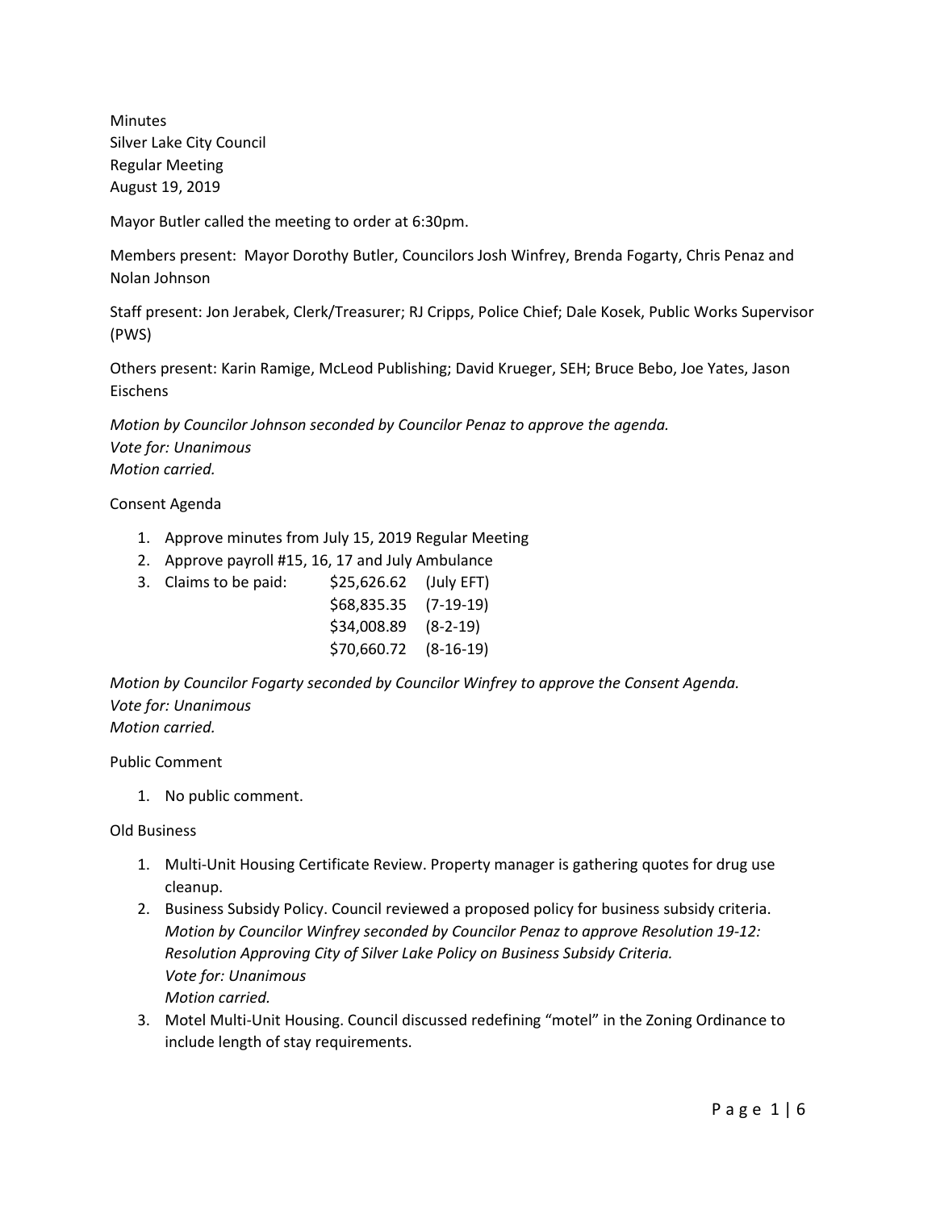Minutes
Silver Lake City Council
Regular Meeting
August 19, 2019

Mayor Butler called the meeting to order at 6:30pm.

Members present: Mayor Dorothy Butler, Councilors Josh Winfrey, Brenda Fogarty, Chris Penaz and Nolan Johnson

Staff present: Jon Jerabek, Clerk/Treasurer; RJ Cripps, Police Chief; Dale Kosek, Public Works Supervisor (PWS)

Others present: Karin Ramige, McLeod Publishing; David Krueger, SEH; Bruce Bebo, Joe Yates, Jason Eischens

*Motion by Councilor Johnson seconded by Councilor Penaz to approve the agenda.*
*Vote for: Unanimous*
*Motion carried.*

Consent Agenda

1. Approve minutes from July 15, 2019 Regular Meeting
2. Approve payroll #15, 16, 17 and July Ambulance
3. Claims to be paid:

| | |
|---|---|
| $25,626.62 | (July EFT) |
| $68,835.35 | (7-19-19) |
| $34,008.89 | (8-2-19) |
| $70,660.72 | (8-16-19) |

*Motion by Councilor Fogarty seconded by Councilor Winfrey to approve the Consent Agenda.*
*Vote for: Unanimous*
*Motion carried.*

Public Comment

1. No public comment.

Old Business

1. Multi-Unit Housing Certificate Review. Property manager is gathering quotes for drug use cleanup.
2. Business Subsidy Policy. Council reviewed a proposed policy for business subsidy criteria.
   *Motion by Councilor Winfrey seconded by Councilor Penaz to approve Resolution 19-12: Resolution Approving City of Silver Lake Policy on Business Subsidy Criteria.*
   *Vote for: Unanimous*
   *Motion carried.*
3. Motel Multi-Unit Housing. Council discussed redefining "motel" in the Zoning Ordinance to include length of stay requirements.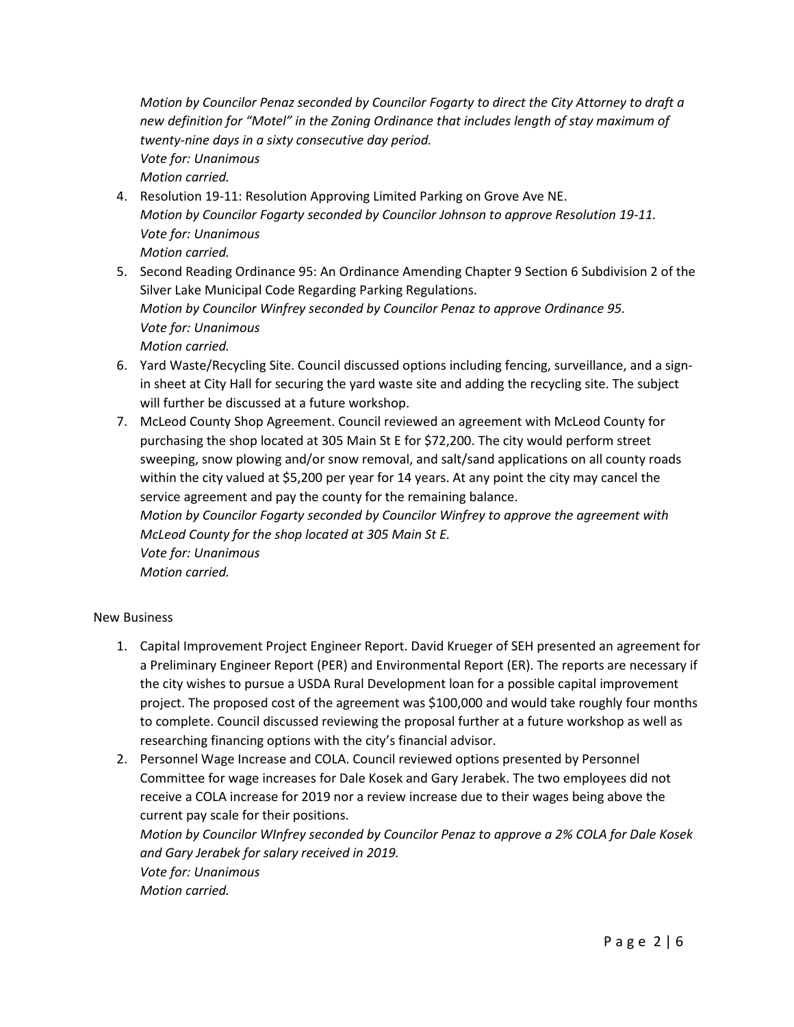*Motion by Councilor Penaz seconded by Councilor Fogarty to direct the City Attorney to draft a new definition for "Motel" in the Zoning Ordinance that includes length of stay maximum of twenty-nine days in a sixty consecutive day period.*
*Vote for: Unanimous*
*Motion carried.*

4. Resolution 19-11: Resolution Approving Limited Parking on Grove Ave NE.
   *Motion by Councilor Fogarty seconded by Councilor Johnson to approve Resolution 19-11.*
   *Vote for: Unanimous*
   *Motion carried.*
5. Second Reading Ordinance 95: An Ordinance Amending Chapter 9 Section 6 Subdivision 2 of the Silver Lake Municipal Code Regarding Parking Regulations.
   *Motion by Councilor Winfrey seconded by Councilor Penaz to approve Ordinance 95.*
   *Vote for: Unanimous*
   *Motion carried.*
6. Yard Waste/Recycling Site. Council discussed options including fencing, surveillance, and a sign-in sheet at City Hall for securing the yard waste site and adding the recycling site. The subject will further be discussed at a future workshop.
7. McLeod County Shop Agreement. Council reviewed an agreement with McLeod County for purchasing the shop located at 305 Main St E for $72,200. The city would perform street sweeping, snow plowing and/or snow removal, and salt/sand applications on all county roads within the city valued at $5,200 per year for 14 years. At any point the city may cancel the service agreement and pay the county for the remaining balance.
   *Motion by Councilor Fogarty seconded by Councilor Winfrey to approve the agreement with McLeod County for the shop located at 305 Main St E.*
   *Vote for: Unanimous*
   *Motion carried.*

New Business

1. Capital Improvement Project Engineer Report. David Krueger of SEH presented an agreement for a Preliminary Engineer Report (PER) and Environmental Report (ER). The reports are necessary if the city wishes to pursue a USDA Rural Development loan for a possible capital improvement project. The proposed cost of the agreement was $100,000 and would take roughly four months to complete. Council discussed reviewing the proposal further at a future workshop as well as researching financing options with the city's financial advisor.
2. Personnel Wage Increase and COLA. Council reviewed options presented by Personnel Committee for wage increases for Dale Kosek and Gary Jerabek. The two employees did not receive a COLA increase for 2019 nor a review increase due to their wages being above the current pay scale for their positions.
   *Motion by Councilor WInfrey seconded by Councilor Penaz to approve a 2% COLA for Dale Kosek and Gary Jerabek for salary received in 2019.*
   *Vote for: Unanimous*
   *Motion carried.*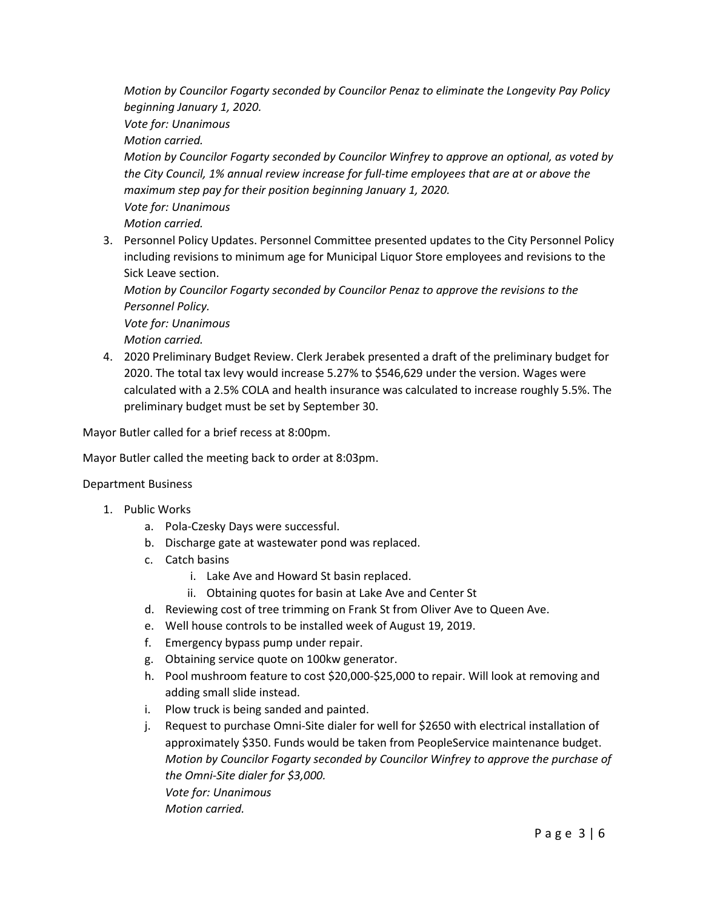*Motion by Councilor Fogarty seconded by Councilor Penaz to eliminate the Longevity Pay Policy beginning January 1, 2020.*
*Vote for: Unanimous*
*Motion carried.*
*Motion by Councilor Fogarty seconded by Councilor Winfrey to approve an optional, as voted by the City Council, 1% annual review increase for full-time employees that are at or above the maximum step pay for their position beginning January 1, 2020.*
*Vote for: Unanimous*
*Motion carried.*

3. Personnel Policy Updates. Personnel Committee presented updates to the City Personnel Policy including revisions to minimum age for Municipal Liquor Store employees and revisions to the Sick Leave section.
   *Motion by Councilor Fogarty seconded by Councilor Penaz to approve the revisions to the Personnel Policy.*
   *Vote for: Unanimous*
   *Motion carried.*
4. 2020 Preliminary Budget Review. Clerk Jerabek presented a draft of the preliminary budget for 2020. The total tax levy would increase 5.27% to $546,629 under the version. Wages were calculated with a 2.5% COLA and health insurance was calculated to increase roughly 5.5%. The preliminary budget must be set by September 30.

Mayor Butler called for a brief recess at 8:00pm.

Mayor Butler called the meeting back to order at 8:03pm.

Department Business

1. Public Works
   a. Pola-Czesky Days were successful.
   b. Discharge gate at wastewater pond was replaced.
   c. Catch basins
      i. Lake Ave and Howard St basin replaced.
      ii. Obtaining quotes for basin at Lake Ave and Center St
   d. Reviewing cost of tree trimming on Frank St from Oliver Ave to Queen Ave.
   e. Well house controls to be installed week of August 19, 2019.
   f. Emergency bypass pump under repair.
   g. Obtaining service quote on 100kw generator.
   h. Pool mushroom feature to cost $20,000-$25,000 to repair. Will look at removing and adding small slide instead.
   i. Plow truck is being sanded and painted.
   j. Request to purchase Omni-Site dialer for well for $2650 with electrical installation of approximately $350. Funds would be taken from PeopleService maintenance budget.
      *Motion by Councilor Fogarty seconded by Councilor Winfrey to approve the purchase of the Omni-Site dialer for $3,000.*
      *Vote for: Unanimous*
      *Motion carried.*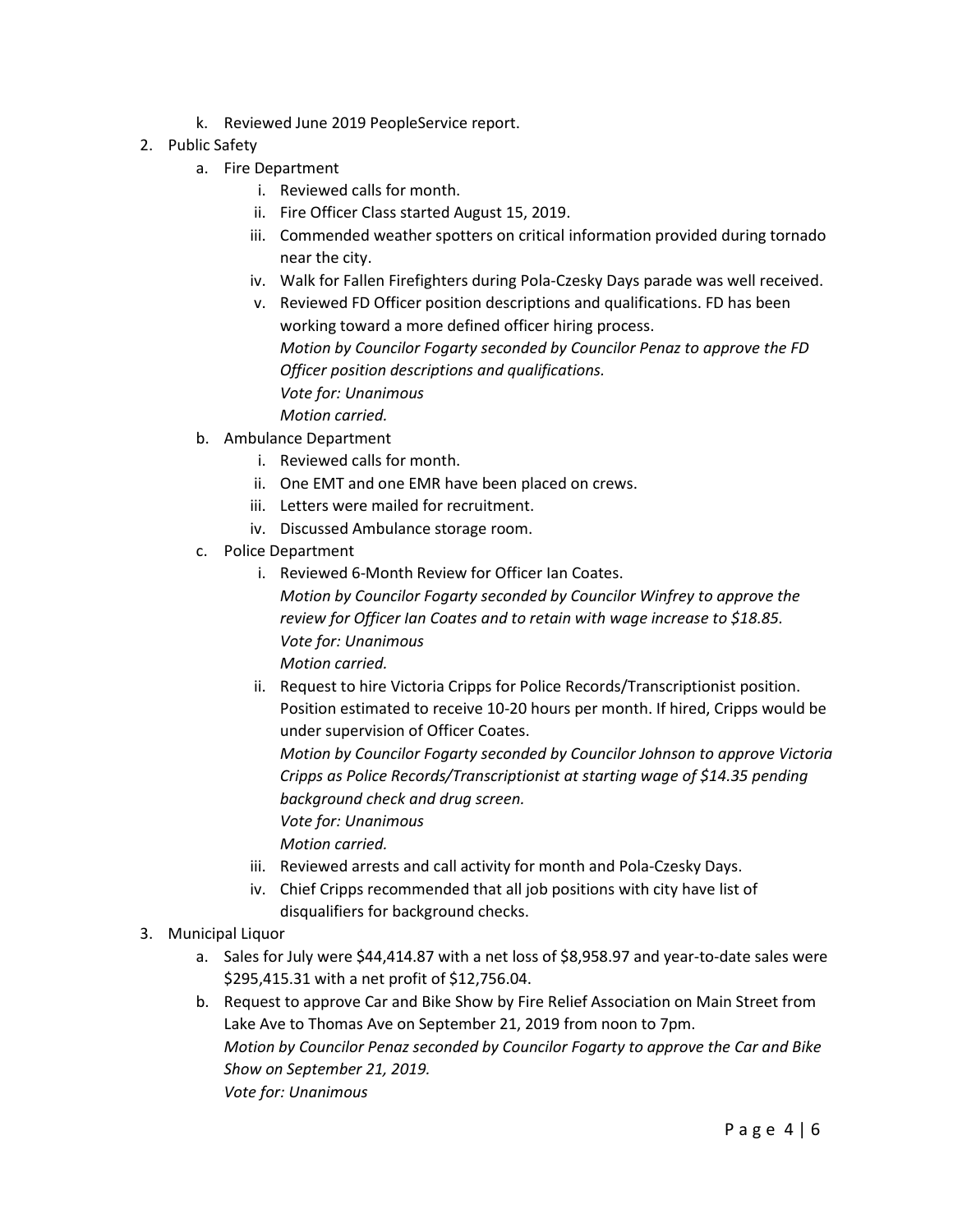k. Reviewed June 2019 PeopleService report.

2. Public Safety
    a. Fire Department
        i. Reviewed calls for month.
        ii. Fire Officer Class started August 15, 2019.
        iii. Commended weather spotters on critical information provided during tornado near the city.
        iv. Walk for Fallen Firefighters during Pola-Czesky Days parade was well received.
        v. Reviewed FD Officer position descriptions and qualifications. FD has been working toward a more defined officer hiring process.
        *Motion by Councilor Fogarty seconded by Councilor Penaz to approve the FD Officer position descriptions and qualifications.*
        *Vote for: Unanimous*
        *Motion carried.*
    b. Ambulance Department
        i. Reviewed calls for month.
        ii. One EMT and one EMR have been placed on crews.
        iii. Letters were mailed for recruitment.
        iv. Discussed Ambulance storage room.
    c. Police Department
        i. Reviewed 6-Month Review for Officer Ian Coates.
        *Motion by Councilor Fogarty seconded by Councilor Winfrey to approve the review for Officer Ian Coates and to retain with wage increase to $18.85.*
        *Vote for: Unanimous*
        *Motion carried.*
        ii. Request to hire Victoria Cripps for Police Records/Transcriptionist position. Position estimated to receive 10-20 hours per month. If hired, Cripps would be under supervision of Officer Coates.
        *Motion by Councilor Fogarty seconded by Councilor Johnson to approve Victoria Cripps as Police Records/Transcriptionist at starting wage of $14.35 pending background check and drug screen.*
        *Vote for: Unanimous*
        *Motion carried.*
        iii. Reviewed arrests and call activity for month and Pola-Czesky Days.
        iv. Chief Cripps recommended that all job positions with city have list of disqualifiers for background checks.

3. Municipal Liquor
    a. Sales for July were $44,414.87 with a net loss of $8,958.97 and year-to-date sales were $295,415.31 with a net profit of $12,756.04.
    b. Request to approve Car and Bike Show by Fire Relief Association on Main Street from Lake Ave to Thomas Ave on September 21, 2019 from noon to 7pm.
    *Motion by Councilor Penaz seconded by Councilor Fogarty to approve the Car and Bike Show on September 21, 2019.*
    *Vote for: Unanimous*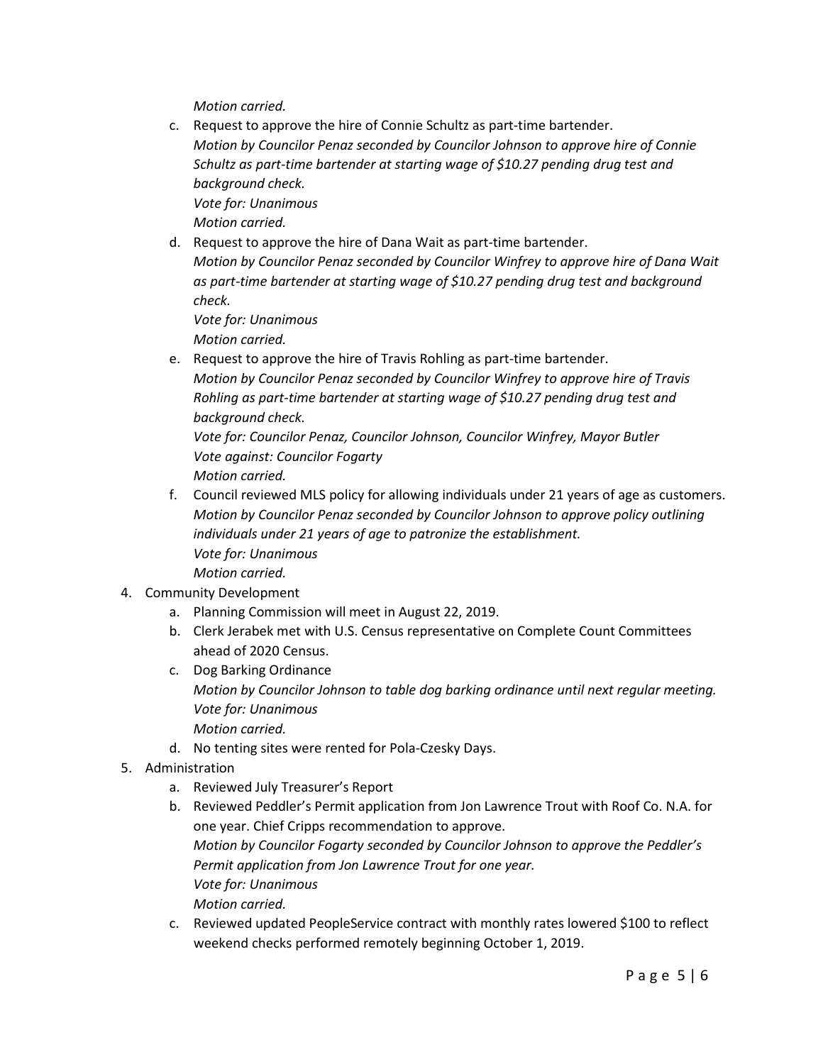*Motion carried.*

c. Request to approve the hire of Connie Schultz as part-time bartender.
   *Motion by Councilor Penaz seconded by Councilor Johnson to approve hire of Connie Schultz as part-time bartender at starting wage of $10.27 pending drug test and background check.*
   *Vote for: Unanimous*
   *Motion carried.*

d. Request to approve the hire of Dana Wait as part-time bartender.
   *Motion by Councilor Penaz seconded by Councilor Winfrey to approve hire of Dana Wait as part-time bartender at starting wage of $10.27 pending drug test and background check.*
   *Vote for: Unanimous*
   *Motion carried.*

e. Request to approve the hire of Travis Rohling as part-time bartender.
   *Motion by Councilor Penaz seconded by Councilor Winfrey to approve hire of Travis Rohling as part-time bartender at starting wage of $10.27 pending drug test and background check.*
   *Vote for: Councilor Penaz, Councilor Johnson, Councilor Winfrey, Mayor Butler*
   *Vote against: Councilor Fogarty*
   *Motion carried.*

f. Council reviewed MLS policy for allowing individuals under 21 years of age as customers.
   *Motion by Councilor Penaz seconded by Councilor Johnson to approve policy outlining individuals under 21 years of age to patronize the establishment.*
   *Vote for: Unanimous*
   *Motion carried.*

4. Community Development
   a. Planning Commission will meet in August 22, 2019.
   b. Clerk Jerabek met with U.S. Census representative on Complete Count Committees ahead of 2020 Census.
   c. Dog Barking Ordinance
      *Motion by Councilor Johnson to table dog barking ordinance until next regular meeting.*
      *Vote for: Unanimous*
      *Motion carried.*
   d. No tenting sites were rented for Pola-Czesky Days.

5. Administration
   a. Reviewed July Treasurer's Report
   b. Reviewed Peddler's Permit application from Jon Lawrence Trout with Roof Co. N.A. for one year. Chief Cripps recommendation to approve.
      *Motion by Councilor Fogarty seconded by Councilor Johnson to approve the Peddler's Permit application from Jon Lawrence Trout for one year.*
      *Vote for: Unanimous*
      *Motion carried.*
   c. Reviewed updated PeopleService contract with monthly rates lowered $100 to reflect weekend checks performed remotely beginning October 1, 2019.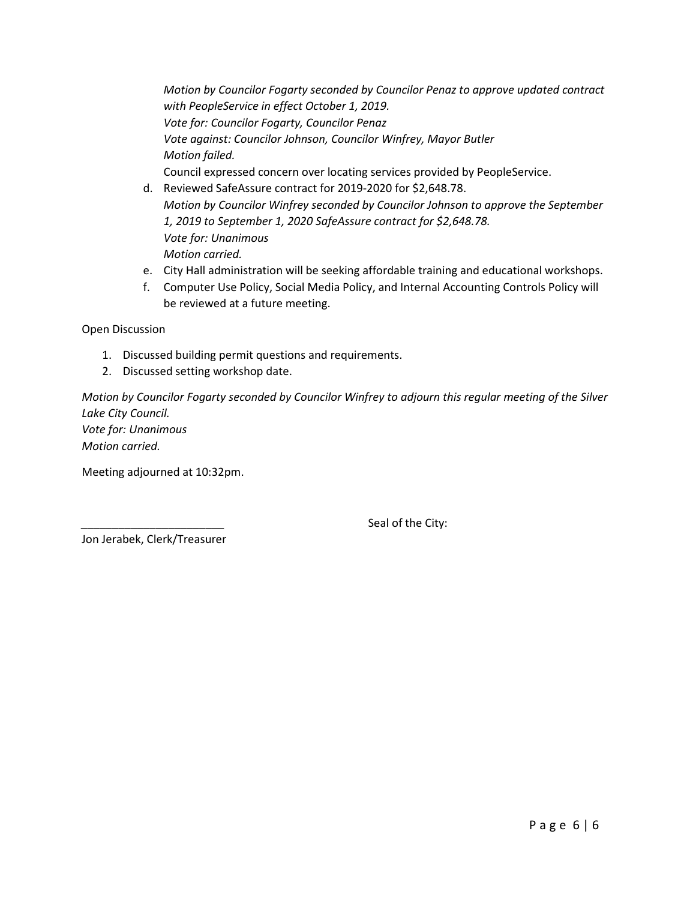*Motion by Councilor Fogarty seconded by Councilor Penaz to approve updated contract with PeopleService in effect October 1, 2019.*
*Vote for: Councilor Fogarty, Councilor Penaz*
*Vote against: Councilor Johnson, Councilor Winfrey, Mayor Butler*
*Motion failed.*
Council expressed concern over locating services provided by PeopleService.

d. Reviewed SafeAssure contract for 2019-2020 for $2,648.78.
*Motion by Councilor Winfrey seconded by Councilor Johnson to approve the September 1, 2019 to September 1, 2020 SafeAssure contract for $2,648.78.*
*Vote for: Unanimous*
*Motion carried.*

e. City Hall administration will be seeking affordable training and educational workshops.

f. Computer Use Policy, Social Media Policy, and Internal Accounting Controls Policy will be reviewed at a future meeting.

Open Discussion

1. Discussed building permit questions and requirements.
2. Discussed setting workshop date.

*Motion by Councilor Fogarty seconded by Councilor Winfrey to adjourn this regular meeting of the Silver Lake City Council.*
*Vote for: Unanimous*
*Motion carried.*

Meeting adjourned at 10:32pm.

_______________________ Seal of the City:

Jon Jerabek, Clerk/Treasurer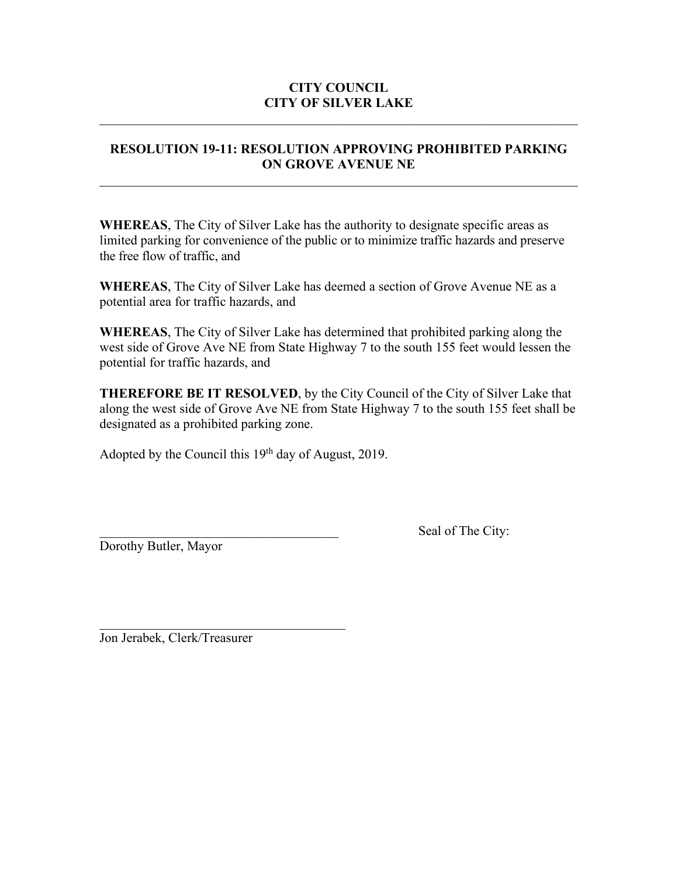**CITY COUNCIL**
**CITY OF SILVER LAKE**

---

## RESOLUTION 19-11: RESOLUTION APPROVING PROHIBITED PARKING ON GROVE AVENUE NE

---

**WHEREAS**, The City of Silver Lake has the authority to designate specific areas as limited parking for convenience of the public or to minimize traffic hazards and preserve the free flow of traffic, and

**WHEREAS**, The City of Silver Lake has deemed a section of Grove Avenue NE as a potential area for traffic hazards, and

**WHEREAS**, The City of Silver Lake has determined that prohibited parking along the west side of Grove Ave NE from State Highway 7 to the south 155 feet would lessen the potential for traffic hazards, and

**THEREFORE BE IT RESOLVED**, by the City Council of the City of Silver Lake that along the west side of Grove Ave NE from State Highway 7 to the south 155 feet shall be designated as a prohibited parking zone.

Adopted by the Council this 19th day of August, 2019.

\_\_\_\_\_\_\_\_\_\_\_\_\_\_\_\_\_\_\_\_\_\_\_\_\_\_\_\_\_\_\_\_\_\_\_\_\_\_
Dorothy Butler, Mayor

Seal of The City:

\_\_\_\_\_\_\_\_\_\_\_\_\_\_\_\_\_\_\_\_\_\_\_\_\_\_\_\_\_\_\_\_\_\_\_\_\_\_
Jon Jerabek, Clerk/Treasurer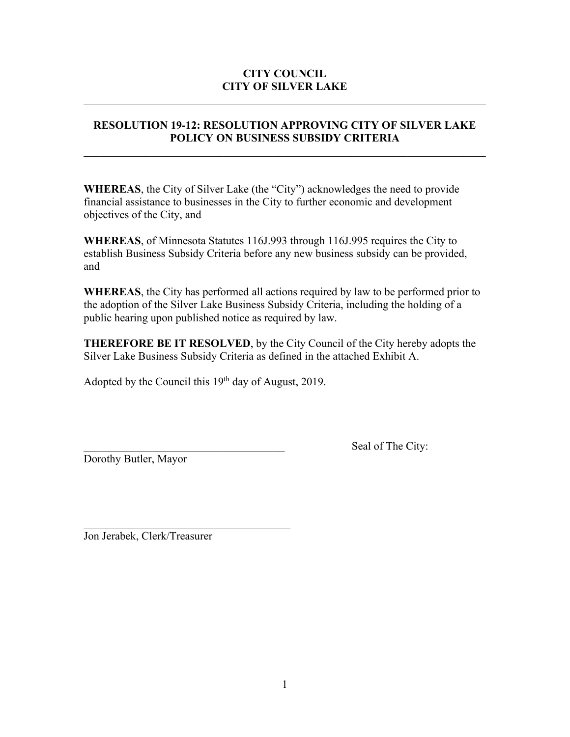**CITY COUNCIL**
**CITY OF SILVER LAKE**

---

**RESOLUTION 19-12: RESOLUTION APPROVING CITY OF SILVER LAKE POLICY ON BUSINESS SUBSIDY CRITERIA**

---

**WHEREAS**, the City of Silver Lake (the "City") acknowledges the need to provide financial assistance to businesses in the City to further economic and development objectives of the City, and

**WHEREAS**, of Minnesota Statutes 116J.993 through 116J.995 requires the City to establish Business Subsidy Criteria before any new business subsidy can be provided, and

**WHEREAS**, the City has performed all actions required by law to be performed prior to the adoption of the Silver Lake Business Subsidy Criteria, including the holding of a public hearing upon published notice as required by law.

**THEREFORE BE IT RESOLVED**, by the City Council of the City hereby adopts the Silver Lake Business Subsidy Criteria as defined in the attached Exhibit A.

Adopted by the Council this 19th day of August, 2019.

\_\_\_\_\_\_\_\_\_\_\_\_\_\_\_\_\_\_\_\_\_\_\_\_\_\_\_\_\_\_\_\_\_\_\_\_\_\_
Dorothy Butler, Mayor

Seal of The City:

\_\_\_\_\_\_\_\_\_\_\_\_\_\_\_\_\_\_\_\_\_\_\_\_\_\_\_\_\_\_\_\_\_\_\_\_\_\_
Jon Jerabek, Clerk/Treasurer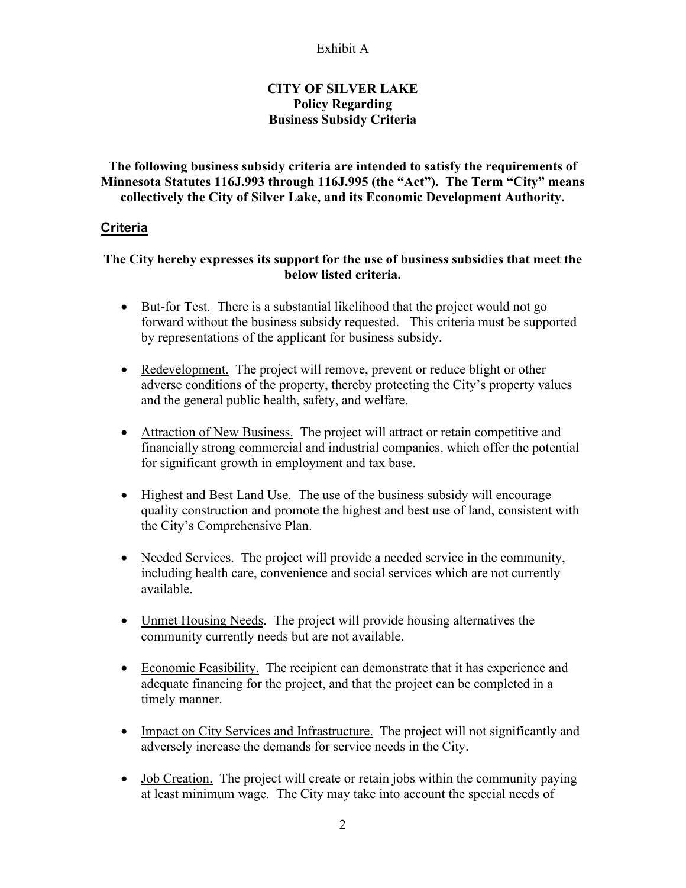Exhibit A

**CITY OF SILVER LAKE**
**Policy Regarding**
**Business Subsidy Criteria**

**The following business subsidy criteria are intended to satisfy the requirements of Minnesota Statutes 116J.993 through 116J.995 (the "Act"). The Term "City" means collectively the City of Silver Lake, and its Economic Development Authority.**

## Criteria

**The City hereby expresses its support for the use of business subsidies that meet the below listed criteria.**

- But-for Test. There is a substantial likelihood that the project would not go forward without the business subsidy requested. This criteria must be supported by representations of the applicant for business subsidy.
- Redevelopment. The project will remove, prevent or reduce blight or other adverse conditions of the property, thereby protecting the City's property values and the general public health, safety, and welfare.
- Attraction of New Business. The project will attract or retain competitive and financially strong commercial and industrial companies, which offer the potential for significant growth in employment and tax base.
- Highest and Best Land Use. The use of the business subsidy will encourage quality construction and promote the highest and best use of land, consistent with the City's Comprehensive Plan.
- Needed Services. The project will provide a needed service in the community, including health care, convenience and social services which are not currently available.
- Unmet Housing Needs. The project will provide housing alternatives the community currently needs but are not available.
- Economic Feasibility. The recipient can demonstrate that it has experience and adequate financing for the project, and that the project can be completed in a timely manner.
- Impact on City Services and Infrastructure. The project will not significantly and adversely increase the demands for service needs in the City.
- Job Creation. The project will create or retain jobs within the community paying at least minimum wage. The City may take into account the special needs of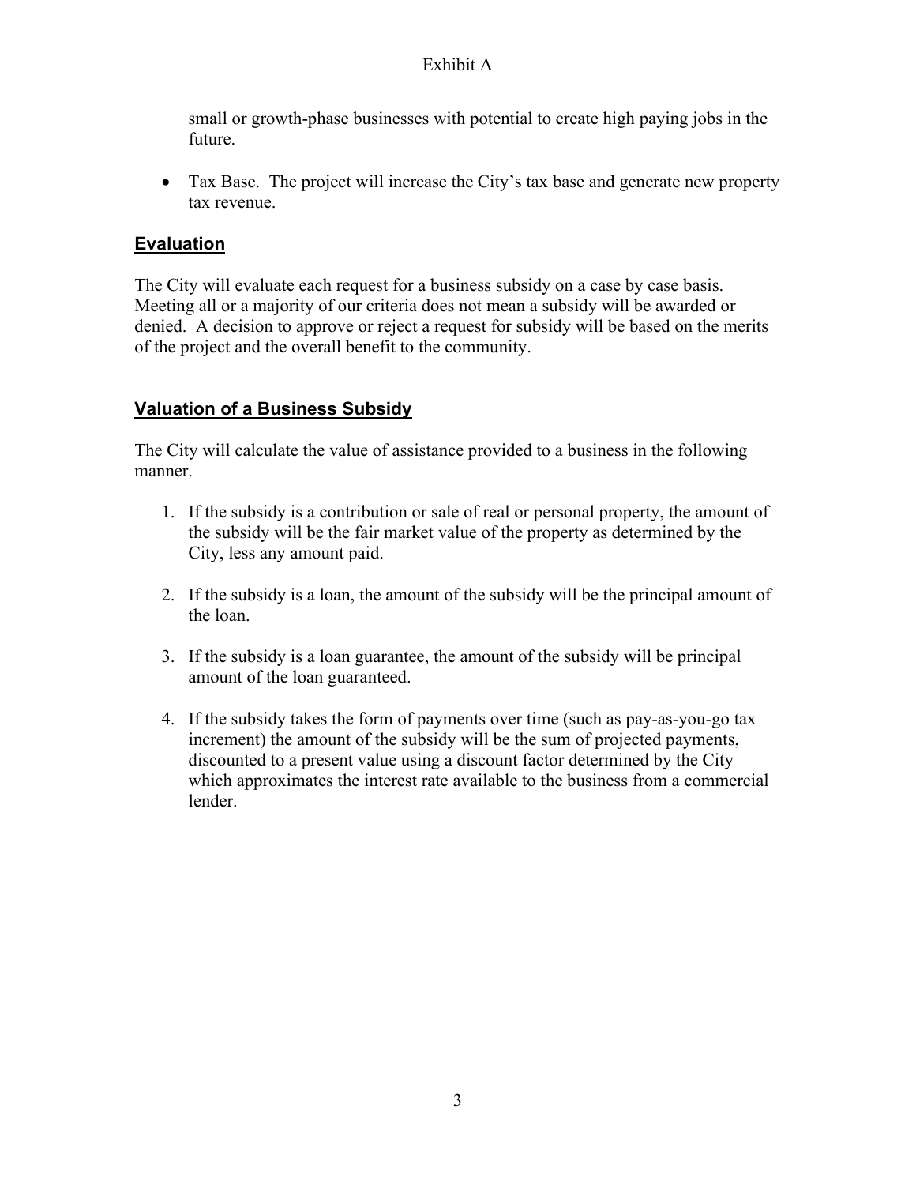small or growth-phase businesses with potential to create high paying jobs in the future.

- Tax Base. The project will increase the City's tax base and generate new property tax revenue.

## Evaluation

The City will evaluate each request for a business subsidy on a case by case basis. Meeting all or a majority of our criteria does not mean a subsidy will be awarded or denied. A decision to approve or reject a request for subsidy will be based on the merits of the project and the overall benefit to the community.

## Valuation of a Business Subsidy

The City will calculate the value of assistance provided to a business in the following manner.

1. If the subsidy is a contribution or sale of real or personal property, the amount of the subsidy will be the fair market value of the property as determined by the City, less any amount paid.

2. If the subsidy is a loan, the amount of the subsidy will be the principal amount of the loan.

3. If the subsidy is a loan guarantee, the amount of the subsidy will be principal amount of the loan guaranteed.

4. If the subsidy takes the form of payments over time (such as pay-as-you-go tax increment) the amount of the subsidy will be the sum of projected payments, discounted to a present value using a discount factor determined by the City which approximates the interest rate available to the business from a commercial lender.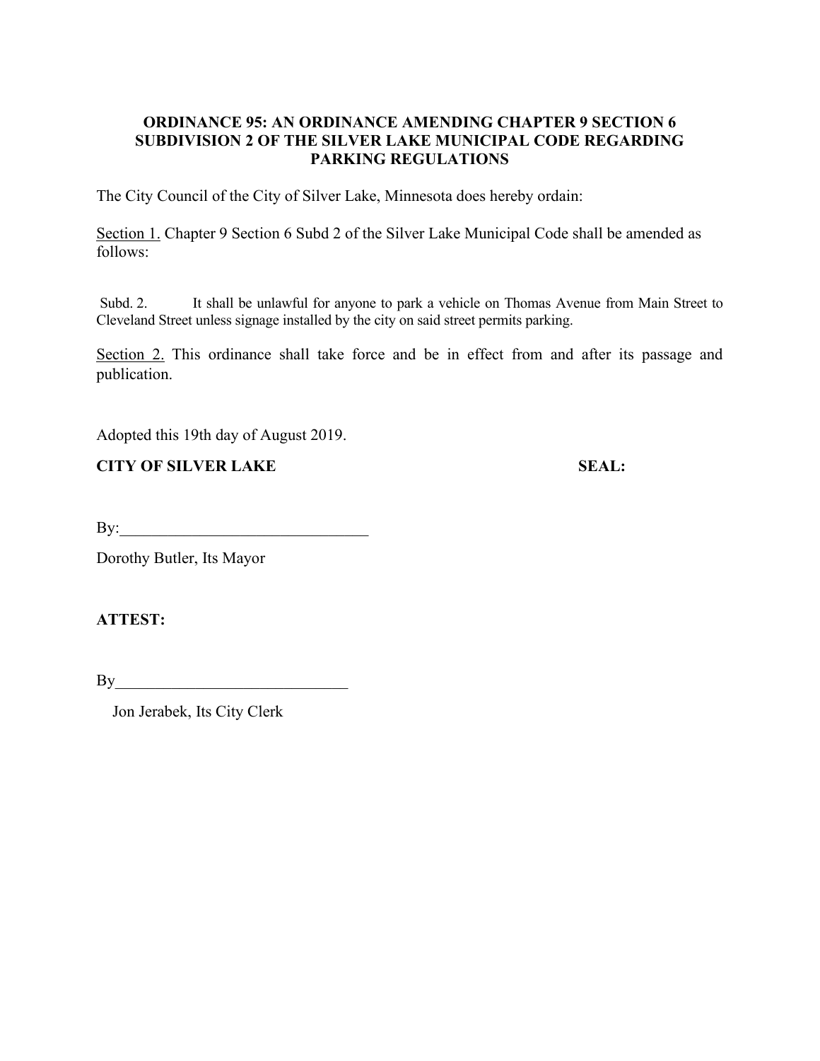**ORDINANCE 95: AN ORDINANCE AMENDING CHAPTER 9 SECTION 6 SUBDIVISION 2 OF THE SILVER LAKE MUNICIPAL CODE REGARDING PARKING REGULATIONS**

The City Council of the City of Silver Lake, Minnesota does hereby ordain:

<u>Section 1.</u> Chapter 9 Section 6 Subd 2 of the Silver Lake Municipal Code shall be amended as follows:

Subd. 2. It shall be unlawful for anyone to park a vehicle on Thomas Avenue from Main Street to Cleveland Street unless signage installed by the city on said street permits parking.

<u>Section 2.</u> This ordinance shall take force and be in effect from and after its passage and publication.

Adopted this 19th day of August 2019.

**CITY OF SILVER LAKE** **SEAL:**

By:_______________________________

Dorothy Butler, Its Mayor

**ATTEST:**

By_____________________________

Jon Jerabek, Its City Clerk